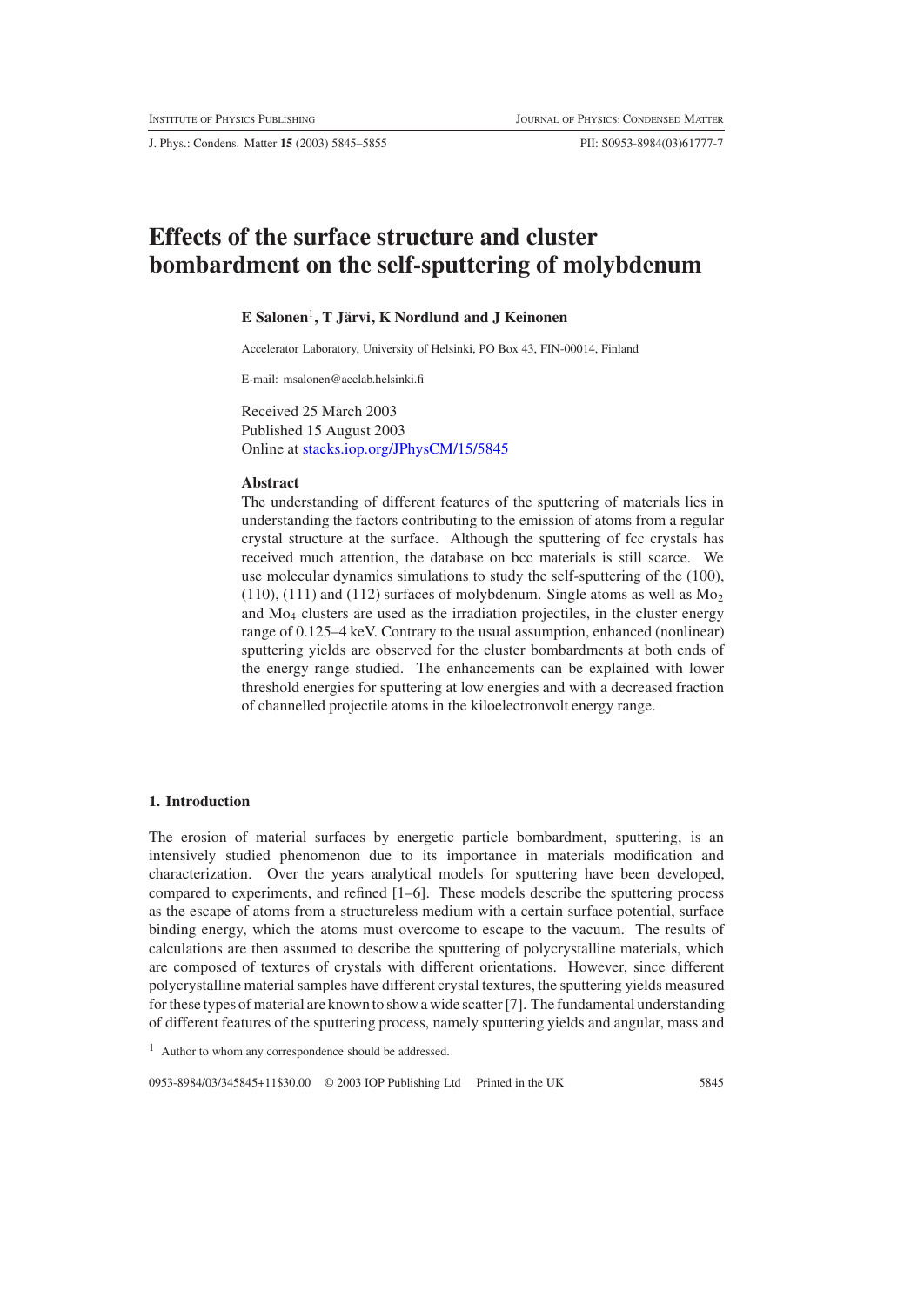# Effects of the surface structure and cluster bombardment on the self-sputtering of molybdenum

**E Salonen[1], T Järvi, K Nordlund and J Keinonen**

Accelerator Laboratory, University of Helsinki, PO Box 43, FIN-00014, Finland

E-mail: msalonen@acclab.helsinki.fi

Received 25 March 2003
Published 15 August 2003
Online at stacks.iop.org/JPhysCM/15/5845

## Abstract

The understanding of different features of the sputtering of materials lies in understanding the factors contributing to the emission of atoms from a regular crystal structure at the surface. Although the sputtering of fcc crystals has received much attention, the database on bcc materials is still scarce. We use molecular dynamics simulations to study the self-sputtering of the (100), (110), (111) and (112) surfaces of molybdenum. Single atoms as well as $Mo_2$ and $Mo_4$ clusters are used as the irradiation projectiles, in the cluster energy range of 0.125–4 keV. Contrary to the usual assumption, enhanced (nonlinear) sputtering yields are observed for the cluster bombardments at both ends of the energy range studied. The enhancements can be explained with lower threshold energies for sputtering at low energies and with a decreased fraction of channelled projectile atoms in the kiloelectronvolt energy range.

## 1. Introduction

The erosion of material surfaces by energetic particle bombardment, sputtering, is an intensively studied phenomenon due to its importance in materials modification and characterization. Over the years analytical models for sputtering have been developed, compared to experiments, and refined [1–6]. These models describe the sputtering process as the escape of atoms from a structureless medium with a certain surface potential, surface binding energy, which the atoms must overcome to escape to the vacuum. The results of calculations are then assumed to describe the sputtering of polycrystalline materials, which are composed of textures of crystals with different orientations. However, since different polycrystalline material samples have different crystal textures, the sputtering yields measured for these types of material are known to show a wide scatter [7]. The fundamental understanding of different features of the sputtering process, namely sputtering yields and angular, mass and

[1] Author to whom any correspondence should be addressed.

0953-8984/03/345845+11$30.00 © 2003 IOP Publishing Ltd Printed in the UK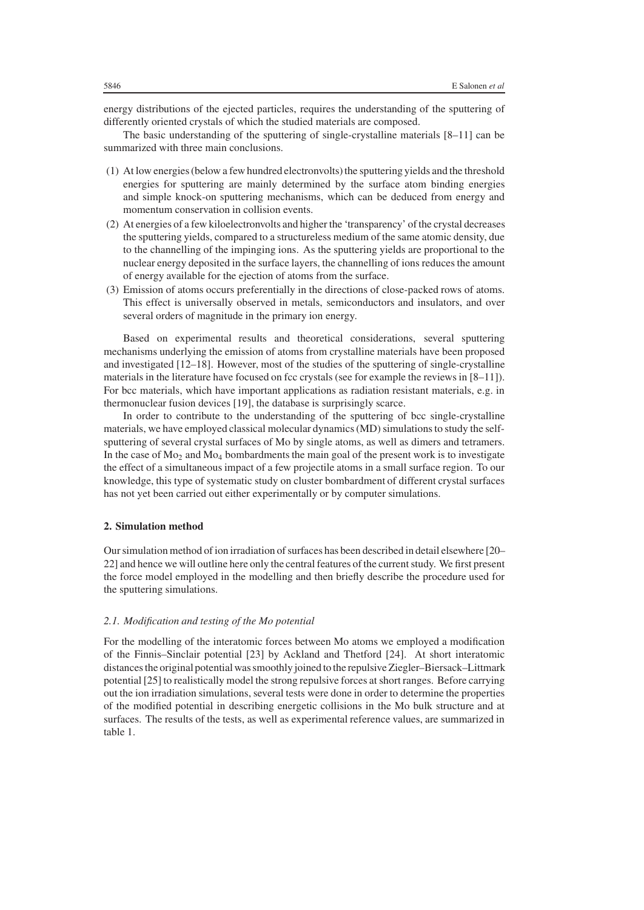energy distributions of the ejected particles, requires the understanding of the sputtering of differently oriented crystals of which the studied materials are composed.

The basic understanding of the sputtering of single-crystalline materials [8–11] can be summarized with three main conclusions.

(1) At low energies (below a few hundred electronvolts) the sputtering yields and the threshold energies for sputtering are mainly determined by the surface atom binding energies and simple knock-on sputtering mechanisms, which can be deduced from energy and momentum conservation in collision events.
(2) At energies of a few kiloelectronvolts and higher the 'transparency' of the crystal decreases the sputtering yields, compared to a structureless medium of the same atomic density, due to the channelling of the impinging ions. As the sputtering yields are proportional to the nuclear energy deposited in the surface layers, the channelling of ions reduces the amount of energy available for the ejection of atoms from the surface.
(3) Emission of atoms occurs preferentially in the directions of close-packed rows of atoms. This effect is universally observed in metals, semiconductors and insulators, and over several orders of magnitude in the primary ion energy.

Based on experimental results and theoretical considerations, several sputtering mechanisms underlying the emission of atoms from crystalline materials have been proposed and investigated [12–18]. However, most of the studies of the sputtering of single-crystalline materials in the literature have focused on fcc crystals (see for example the reviews in [8–11]). For bcc materials, which have important applications as radiation resistant materials, e.g. in thermonuclear fusion devices [19], the database is surprisingly scarce.

In order to contribute to the understanding of the sputtering of bcc single-crystalline materials, we have employed classical molecular dynamics (MD) simulations to study the self-sputtering of several crystal surfaces of Mo by single atoms, as well as dimers and tetramers. In the case of $Mo_2$ and $Mo_4$ bombardments the main goal of the present work is to investigate the effect of a simultaneous impact of a few projectile atoms in a small surface region. To our knowledge, this type of systematic study on cluster bombardment of different crystal surfaces has not yet been carried out either experimentally or by computer simulations.

## 2. Simulation method

Our simulation method of ion irradiation of surfaces has been described in detail elsewhere [20–22] and hence we will outline here only the central features of the current study. We first present the force model employed in the modelling and then briefly describe the procedure used for the sputtering simulations.

### *2.1. Modification and testing of the Mo potential*

For the modelling of the interatomic forces between Mo atoms we employed a modification of the Finnis–Sinclair potential [23] by Ackland and Thetford [24]. At short interatomic distances the original potential was smoothly joined to the repulsive Ziegler–Biersack–Littmark potential [25] to realistically model the strong repulsive forces at short ranges. Before carrying out the ion irradiation simulations, several tests were done in order to determine the properties of the modified potential in describing energetic collisions in the Mo bulk structure and at surfaces. The results of the tests, as well as experimental reference values, are summarized in table 1.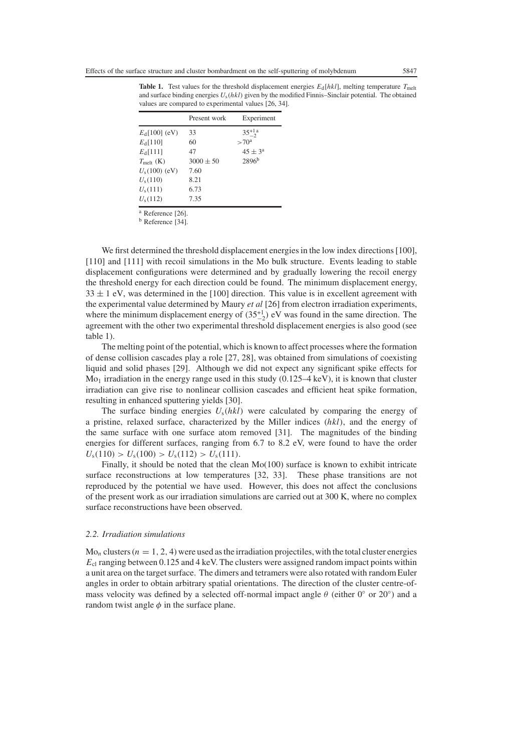**Table 1.** Test values for the threshold displacement energies $E_d[hkl]$, melting temperature $T_{melt}$ and surface binding energies $U_s(hkl)$ given by the modified Finnis–Sinclair potential. The obtained values are compared to experimental values [26, 34].

| | Present work | Experiment |
|---|---|---|
| $E_d[100]$ (eV) | 33 | $35^{+1}_{-2}$ [a] |
| $E_d[110]$ | 60 | $>70$ [a] |
| $E_d[111]$ | 47 | $45 \pm 3$ [a] |
| $T_{melt}$ (K) | $3000 \pm 50$ | 2896 [b] |
| $U_s(100)$ (eV) | 7.60 | |
| $U_s(110)$ | 8.21 | |
| $U_s(111)$ | 6.73 | |
| $U_s(112)$ | 7.35 | |

[a] Reference [26].
[b] Reference [34].

We first determined the threshold displacement energies in the low index directions [100], [110] and [111] with recoil simulations in the Mo bulk structure. Events leading to stable displacement configurations were determined and by gradually lowering the recoil energy the threshold energy for each direction could be found. The minimum displacement energy, $33 \pm 1$ eV, was determined in the [100] direction. This value is in excellent agreement with the experimental value determined by Maury *et al* [26] from electron irradiation experiments, where the minimum displacement energy of $(35^{+1}_{-2})$ eV was found in the same direction. The agreement with the other two experimental threshold displacement energies is also good (see table 1).

The melting point of the potential, which is known to affect processes where the formation of dense collision cascades play a role [27, 28], was obtained from simulations of coexisting liquid and solid phases [29]. Although we did not expect any significant spike effects for $Mo_1$ irradiation in the energy range used in this study (0.125–4 keV), it is known that cluster irradiation can give rise to nonlinear collision cascades and efficient heat spike formation, resulting in enhanced sputtering yields [30].

The surface binding energies $U_s(hkl)$ were calculated by comparing the energy of a pristine, relaxed surface, characterized by the Miller indices $(hkl)$, and the energy of the same surface with one surface atom removed [31]. The magnitudes of the binding energies for different surfaces, ranging from 6.7 to 8.2 eV, were found to have the order $U_s(110) > U_s(100) > U_s(112) > U_s(111)$.

Finally, it should be noted that the clean Mo(100) surface is known to exhibit intricate surface reconstructions at low temperatures [32, 33]. These phase transitions are not reproduced by the potential we have used. However, this does not affect the conclusions of the present work as our irradiation simulations are carried out at 300 K, where no complex surface reconstructions have been observed.

### 2.2. Irradiation simulations

$Mo_n$ clusters ($n = 1, 2, 4$) were used as the irradiation projectiles, with the total cluster energies $E_{cl}$ ranging between 0.125 and 4 keV. The clusters were assigned random impact points within a unit area on the target surface. The dimers and tetramers were also rotated with random Euler angles in order to obtain arbitrary spatial orientations. The direction of the cluster centre-of-mass velocity was defined by a selected off-normal impact angle $\theta$ (either 0° or 20°) and a random twist angle $\phi$ in the surface plane.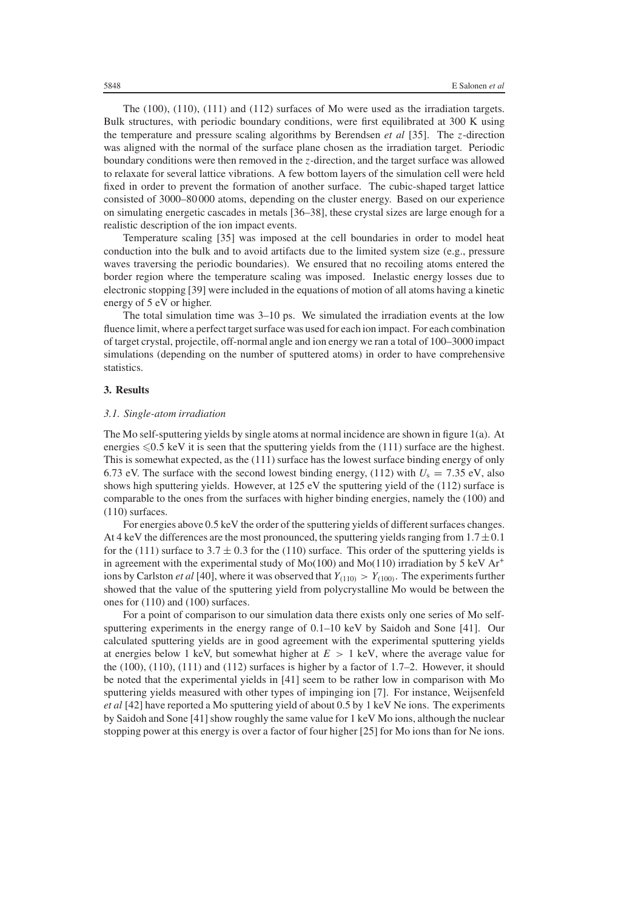The (100), (110), (111) and (112) surfaces of Mo were used as the irradiation targets. Bulk structures, with periodic boundary conditions, were first equilibrated at 300 K using the temperature and pressure scaling algorithms by Berendsen *et al* [35]. The $z$-direction was aligned with the normal of the surface plane chosen as the irradiation target. Periodic boundary conditions were then removed in the $z$-direction, and the target surface was allowed to relaxate for several lattice vibrations. A few bottom layers of the simulation cell were held fixed in order to prevent the formation of another surface. The cubic-shaped target lattice consisted of 3000–80 000 atoms, depending on the cluster energy. Based on our experience on simulating energetic cascades in metals [36–38], these crystal sizes are large enough for a realistic description of the ion impact events.

Temperature scaling [35] was imposed at the cell boundaries in order to model heat conduction into the bulk and to avoid artifacts due to the limited system size (e.g., pressure waves traversing the periodic boundaries). We ensured that no recoiling atoms entered the border region where the temperature scaling was imposed. Inelastic energy losses due to electronic stopping [39] were included in the equations of motion of all atoms having a kinetic energy of 5 eV or higher.

The total simulation time was 3–10 ps. We simulated the irradiation events at the low fluence limit, where a perfect target surface was used for each ion impact. For each combination of target crystal, projectile, off-normal angle and ion energy we ran a total of 100–3000 impact simulations (depending on the number of sputtered atoms) in order to have comprehensive statistics.

## 3. Results

### 3.1. Single-atom irradiation

The Mo self-sputtering yields by single atoms at normal incidence are shown in figure 1(a). At energies $\leqslant 0.5$ keV it is seen that the sputtering yields from the (111) surface are the highest. This is somewhat expected, as the (111) surface has the lowest surface binding energy of only 6.73 eV. The surface with the second lowest binding energy, (112) with $U_s = 7.35$ eV, also shows high sputtering yields. However, at 125 eV the sputtering yield of the (112) surface is comparable to the ones from the surfaces with higher binding energies, namely the (100) and (110) surfaces.

For energies above 0.5 keV the order of the sputtering yields of different surfaces changes. At 4 keV the differences are the most pronounced, the sputtering yields ranging from $1.7 \pm 0.1$ for the (111) surface to $3.7 \pm 0.3$ for the (110) surface. This order of the sputtering yields is in agreement with the experimental study of Mo(100) and Mo(110) irradiation by 5 keV $Ar^+$ ions by Carlston *et al* [40], where it was observed that $Y_{(110)} > Y_{(100)}$. The experiments further showed that the value of the sputtering yield from polycrystalline Mo would be between the ones for (110) and (100) surfaces.

For a point of comparison to our simulation data there exists only one series of Mo self-sputtering experiments in the energy range of 0.1–10 keV by Saidoh and Sone [41]. Our calculated sputtering yields are in good agreement with the experimental sputtering yields at energies below 1 keV, but somewhat higher at $E > 1$ keV, where the average value for the (100), (110), (111) and (112) surfaces is higher by a factor of 1.7–2. However, it should be noted that the experimental yields in [41] seem to be rather low in comparison with Mo sputtering yields measured with other types of impinging ion [7]. For instance, Weijsenfeld *et al* [42] have reported a Mo sputtering yield of about 0.5 by 1 keV Ne ions. The experiments by Saidoh and Sone [41] show roughly the same value for 1 keV Mo ions, although the nuclear stopping power at this energy is over a factor of four higher [25] for Mo ions than for Ne ions.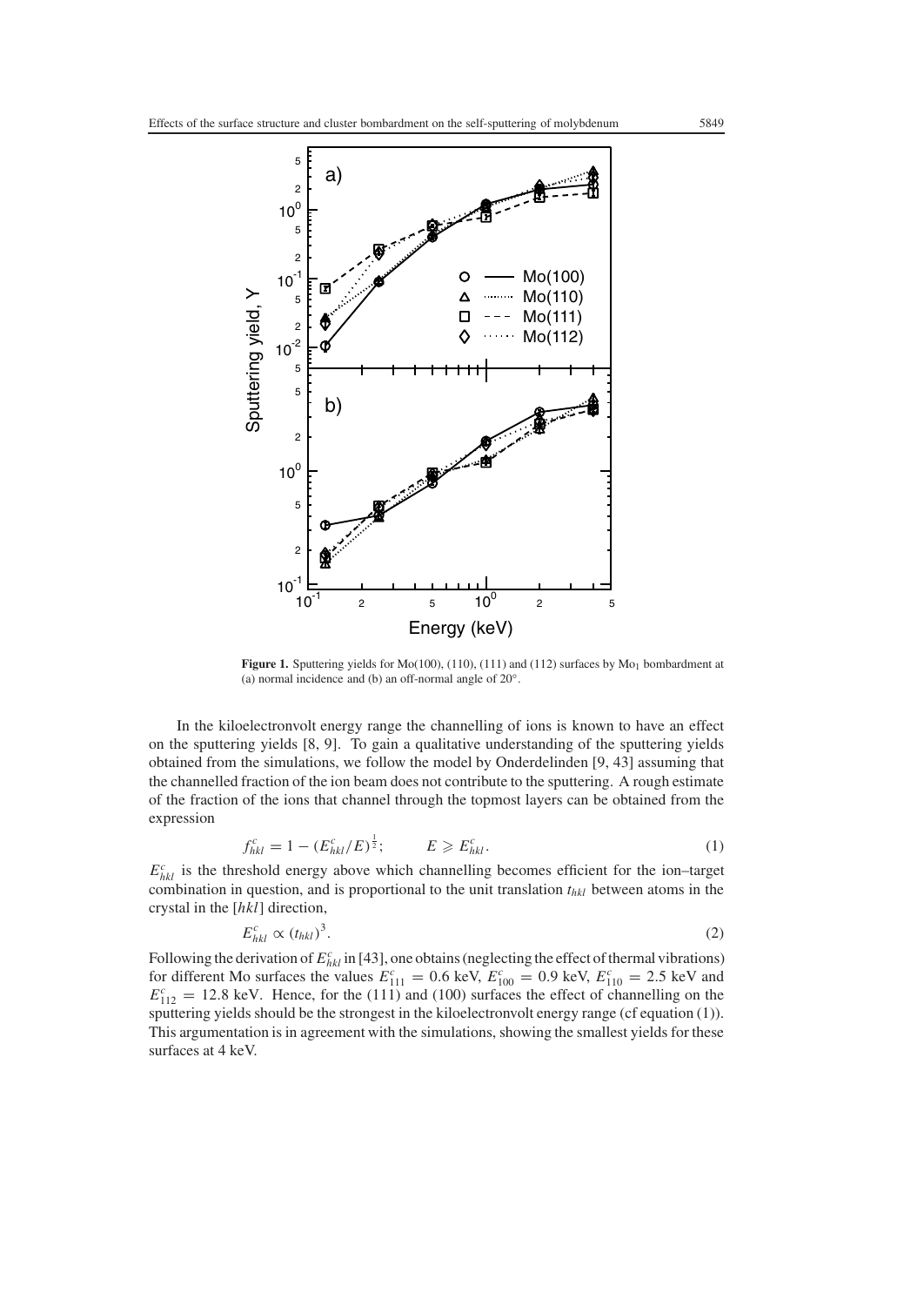**Figure 1.** Sputtering yields for Mo(100), (110), (111) and (112) surfaces by $Mo_1$ bombardment at (a) normal incidence and (b) an off-normal angle of 20°.

In the kiloelectronvolt energy range the channelling of ions is known to have an effect on the sputtering yields [8, 9]. To gain a qualitative understanding of the sputtering yields obtained from the simulations, we follow the model by Onderdelinden [9, 43] assuming that the channelled fraction of the ion beam does not contribute to the sputtering. A rough estimate of the fraction of the ions that channel through the topmost layers can be obtained from the expression

$$f_{hkl}^{c} = 1 - (E_{hkl}^{c}/E)^{\frac{1}{2}}; \qquad E \geqslant E_{hkl}^{c}. \tag{1}$$

$E_{hkl}^{c}$ is the threshold energy above which channelling becomes efficient for the ion–target combination in question, and is proportional to the unit translation $t_{hkl}$ between atoms in the crystal in the $[hkl]$ direction,

$$E_{hkl}^{c} \propto (t_{hkl})^{3}. \tag{2}$$

Following the derivation of $E_{hkl}^{c}$ in [43], one obtains (neglecting the effect of thermal vibrations) for different Mo surfaces the values $E_{111}^{c} = 0.6$ keV, $E_{100}^{c} = 0.9$ keV, $E_{110}^{c} = 2.5$ keV and $E_{112}^{c} = 12.8$ keV. Hence, for the (111) and (100) surfaces the effect of channelling on the sputtering yields should be the strongest in the kiloelectronvolt energy range (cf equation (1)). This argumentation is in agreement with the simulations, showing the smallest yields for these surfaces at 4 keV.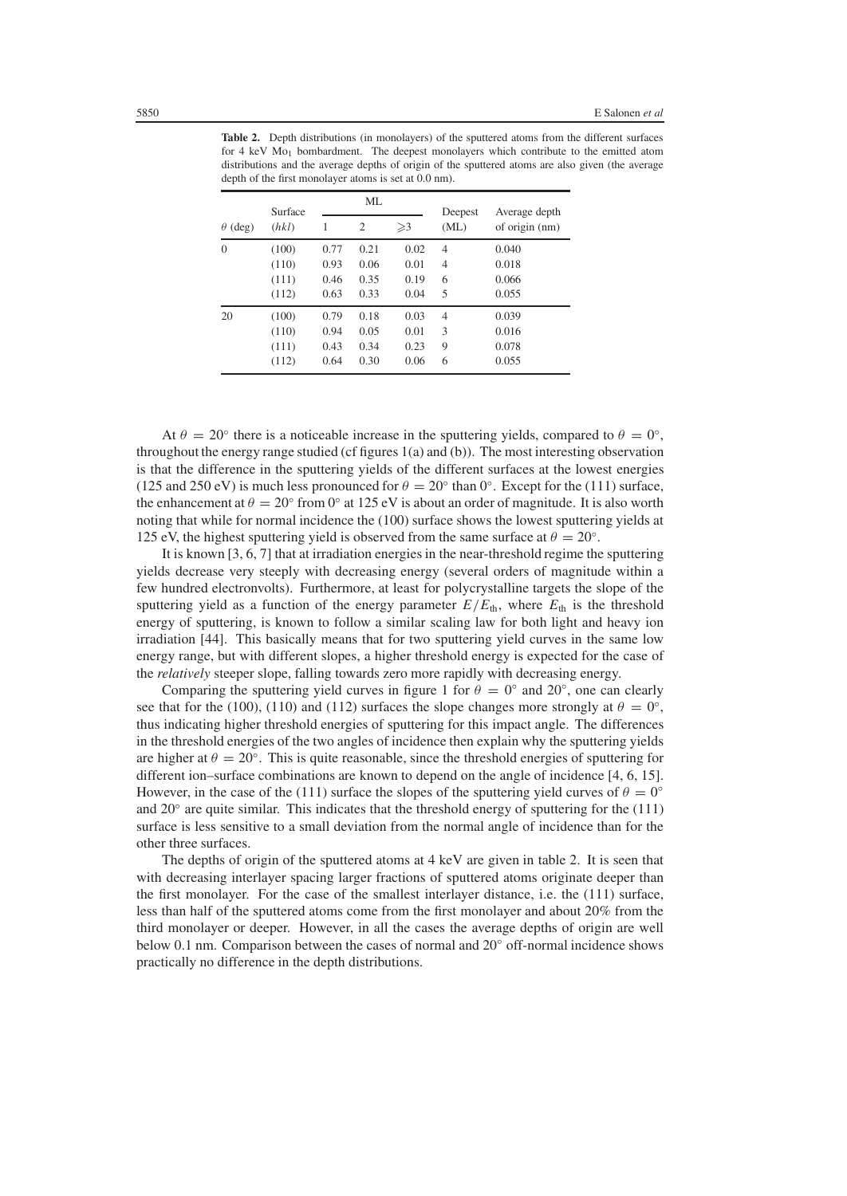**Table 2.** Depth distributions (in monolayers) of the sputtered atoms from the different surfaces for 4 keV $Mo_1$ bombardment. The deepest monolayers which contribute to the emitted atom distributions and the average depths of origin of the sputtered atoms are also given (the average depth of the first monolayer atoms is set at 0.0 nm).

| $\theta$ (deg) | Surface (*hkl*) | ML 1 | ML 2 | ML ⩾3 | Deepest (ML) | Average depth of origin (nm) |
|---|---|---|---|---|---|---|
| 0 | (100) | 0.77 | 0.21 | 0.02 | 4 | 0.040 |
| | (110) | 0.93 | 0.06 | 0.01 | 4 | 0.018 |
| | (111) | 0.46 | 0.35 | 0.19 | 6 | 0.066 |
| | (112) | 0.63 | 0.33 | 0.04 | 5 | 0.055 |
| 20 | (100) | 0.79 | 0.18 | 0.03 | 4 | 0.039 |
| | (110) | 0.94 | 0.05 | 0.01 | 3 | 0.016 |
| | (111) | 0.43 | 0.34 | 0.23 | 9 | 0.078 |
| | (112) | 0.64 | 0.30 | 0.06 | 6 | 0.055 |

At $\theta = 20°$ there is a noticeable increase in the sputtering yields, compared to $\theta = 0°$, throughout the energy range studied (cf figures 1(a) and (b)). The most interesting observation is that the difference in the sputtering yields of the different surfaces at the lowest energies (125 and 250 eV) is much less pronounced for $\theta = 20°$ than 0°. Except for the (111) surface, the enhancement at $\theta = 20°$ from 0° at 125 eV is about an order of magnitude. It is also worth noting that while for normal incidence the (100) surface shows the lowest sputtering yields at 125 eV, the highest sputtering yield is observed from the same surface at $\theta = 20°$.

It is known [3, 6, 7] that at irradiation energies in the near-threshold regime the sputtering yields decrease very steeply with decreasing energy (several orders of magnitude within a few hundred electronvolts). Furthermore, at least for polycrystalline targets the slope of the sputtering yield as a function of the energy parameter $E/E_{th}$, where $E_{th}$ is the threshold energy of sputtering, is known to follow a similar scaling law for both light and heavy ion irradiation [44]. This basically means that for two sputtering yield curves in the same low energy range, but with different slopes, a higher threshold energy is expected for the case of the *relatively* steeper slope, falling towards zero more rapidly with decreasing energy.

Comparing the sputtering yield curves in figure 1 for $\theta = 0°$ and 20°, one can clearly see that for the (100), (110) and (112) surfaces the slope changes more strongly at $\theta = 0°$, thus indicating higher threshold energies of sputtering for this impact angle. The differences in the threshold energies of the two angles of incidence then explain why the sputtering yields are higher at $\theta = 20°$. This is quite reasonable, since the threshold energies of sputtering for different ion–surface combinations are known to depend on the angle of incidence [4, 6, 15]. However, in the case of the (111) surface the slopes of the sputtering yield curves of $\theta = 0°$ and 20° are quite similar. This indicates that the threshold energy of sputtering for the (111) surface is less sensitive to a small deviation from the normal angle of incidence than for the other three surfaces.

The depths of origin of the sputtered atoms at 4 keV are given in table 2. It is seen that with decreasing interlayer spacing larger fractions of sputtered atoms originate deeper than the first monolayer. For the case of the smallest interlayer distance, i.e. the (111) surface, less than half of the sputtered atoms come from the first monolayer and about 20% from the third monolayer or deeper. However, in all the cases the average depths of origin are well below 0.1 nm. Comparison between the cases of normal and 20° off-normal incidence shows practically no difference in the depth distributions.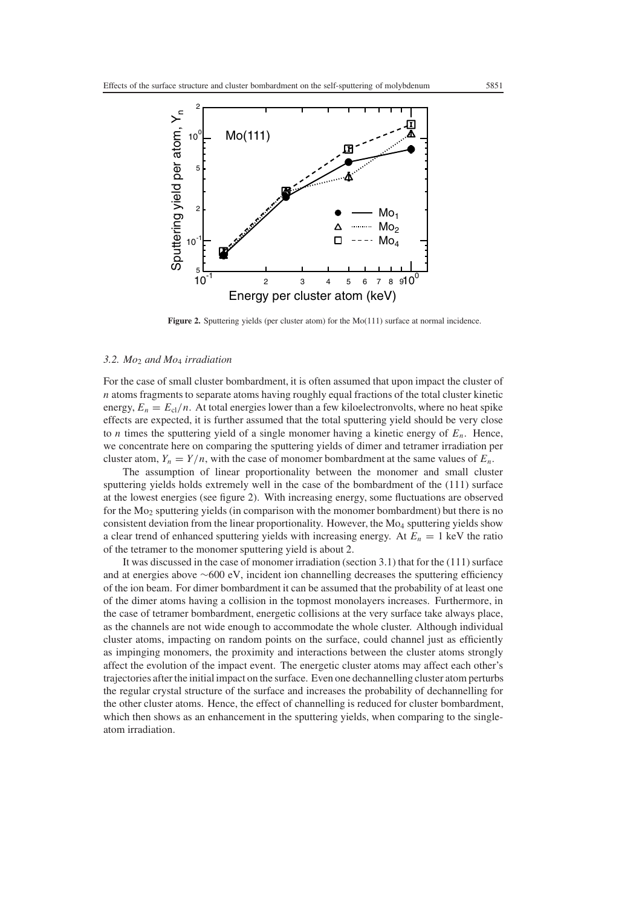**Figure 2.** Sputtering yields (per cluster atom) for the Mo(111) surface at normal incidence.

### 3.2. $Mo_2$ and $Mo_4$ irradiation

For the case of small cluster bombardment, it is often assumed that upon impact the cluster of $n$ atoms fragments to separate atoms having roughly equal fractions of the total cluster kinetic energy, $E_n = E_{cl}/n$. At total energies lower than a few kiloelectronvolts, where no heat spike effects are expected, it is further assumed that the total sputtering yield should be very close to $n$ times the sputtering yield of a single monomer having a kinetic energy of $E_n$. Hence, we concentrate here on comparing the sputtering yields of dimer and tetramer irradiation per cluster atom, $Y_n = Y/n$, with the case of monomer bombardment at the same values of $E_n$.

The assumption of linear proportionality between the monomer and small cluster sputtering yields holds extremely well in the case of the bombardment of the (111) surface at the lowest energies (see figure 2). With increasing energy, some fluctuations are observed for the $Mo_2$ sputtering yields (in comparison with the monomer bombardment) but there is no consistent deviation from the linear proportionality. However, the $Mo_4$ sputtering yields show a clear trend of enhanced sputtering yields with increasing energy. At $E_n = 1$ keV the ratio of the tetramer to the monomer sputtering yield is about 2.

It was discussed in the case of monomer irradiation (section 3.1) that for the (111) surface and at energies above ~600 eV, incident ion channelling decreases the sputtering efficiency of the ion beam. For dimer bombardment it can be assumed that the probability of at least one of the dimer atoms having a collision in the topmost monolayers increases. Furthermore, in the case of tetramer bombardment, energetic collisions at the very surface take always place, as the channels are not wide enough to accommodate the whole cluster. Although individual cluster atoms, impacting on random points on the surface, could channel just as efficiently as impinging monomers, the proximity and interactions between the cluster atoms strongly affect the evolution of the impact event. The energetic cluster atoms may affect each other's trajectories after the initial impact on the surface. Even one dechannelling cluster atom perturbs the regular crystal structure of the surface and increases the probability of dechannelling for the other cluster atoms. Hence, the effect of channelling is reduced for cluster bombardment, which then shows as an enhancement in the sputtering yields, when comparing to the single-atom irradiation.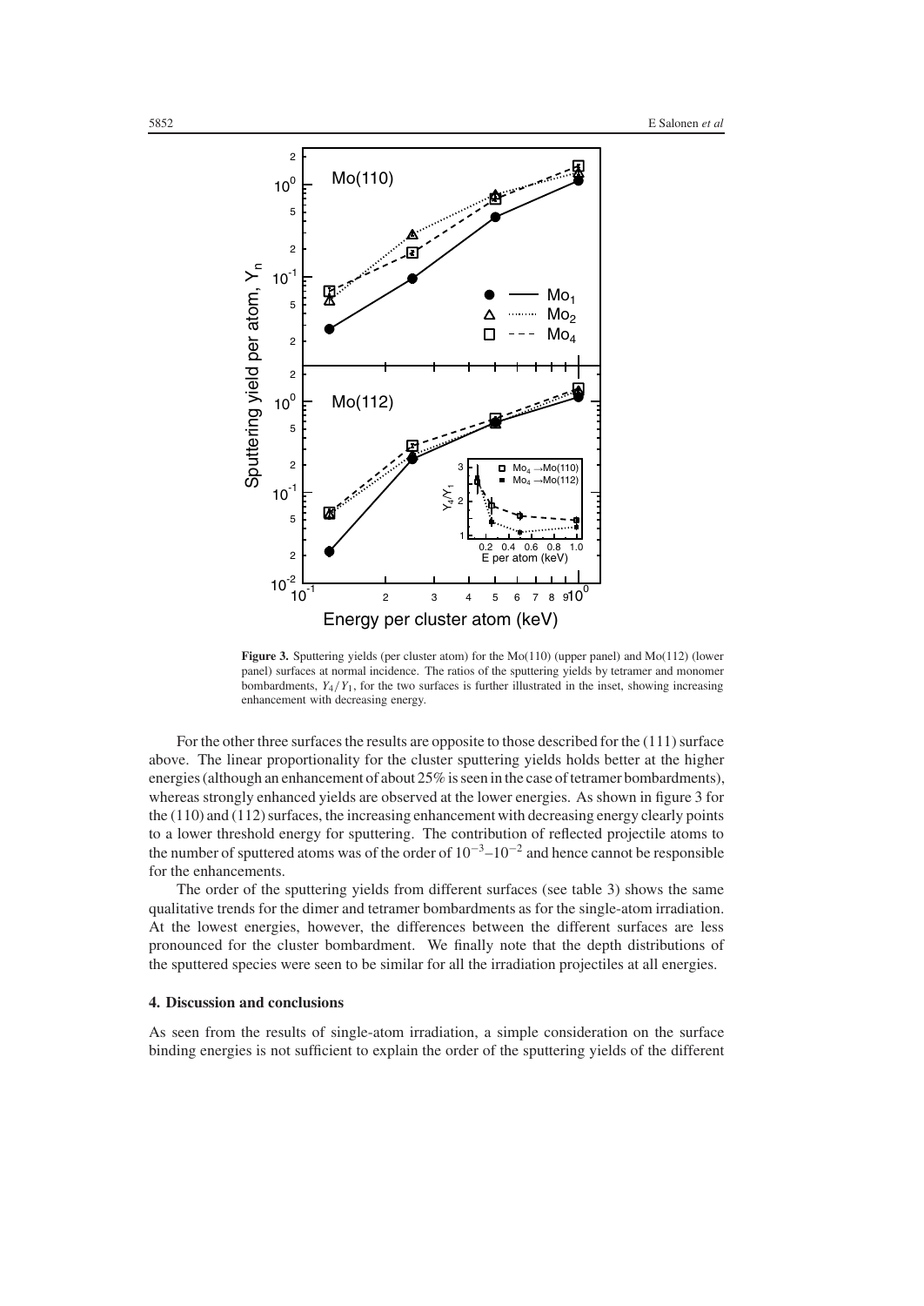**Figure 3.** Sputtering yields (per cluster atom) for the Mo(110) (upper panel) and Mo(112) (lower panel) surfaces at normal incidence. The ratios of the sputtering yields by tetramer and monomer bombardments, $Y_4/Y_1$, for the two surfaces is further illustrated in the inset, showing increasing enhancement with decreasing energy.

For the other three surfaces the results are opposite to those described for the (111) surface above. The linear proportionality for the cluster sputtering yields holds better at the higher energies (although an enhancement of about 25% is seen in the case of tetramer bombardments), whereas strongly enhanced yields are observed at the lower energies. As shown in figure 3 for the (110) and (112) surfaces, the increasing enhancement with decreasing energy clearly points to a lower threshold energy for sputtering. The contribution of reflected projectile atoms to the number of sputtered atoms was of the order of $10^{-3}$–$10^{-2}$ and hence cannot be responsible for the enhancements.

The order of the sputtering yields from different surfaces (see table 3) shows the same qualitative trends for the dimer and tetramer bombardments as for the single-atom irradiation. At the lowest energies, however, the differences between the different surfaces are less pronounced for the cluster bombardment. We finally note that the depth distributions of the sputtered species were seen to be similar for all the irradiation projectiles at all energies.

## 4. Discussion and conclusions

As seen from the results of single-atom irradiation, a simple consideration on the surface binding energies is not sufficient to explain the order of the sputtering yields of the different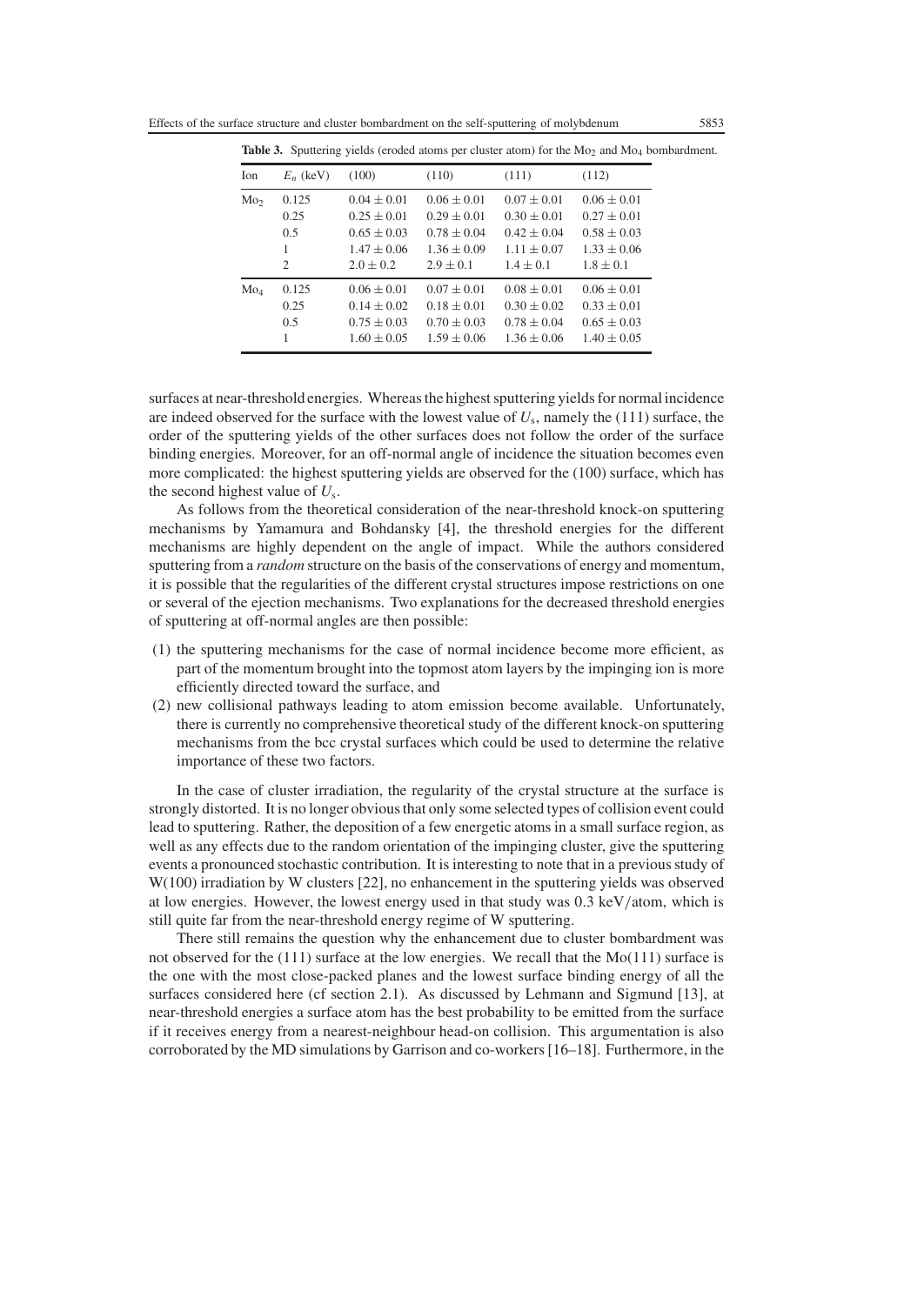**Table 3.** Sputtering yields (eroded atoms per cluster atom) for the $Mo_2$ and $Mo_4$ bombardment.

| Ion | $E_n$ (keV) | (100) | (110) | (111) | (112) |
|---|---|---|---|---|---|
| $Mo_2$ | 0.125 | $0.04 \pm 0.01$ | $0.06 \pm 0.01$ | $0.07 \pm 0.01$ | $0.06 \pm 0.01$ |
| | 0.25 | $0.25 \pm 0.01$ | $0.29 \pm 0.01$ | $0.30 \pm 0.01$ | $0.27 \pm 0.01$ |
| | 0.5 | $0.65 \pm 0.03$ | $0.78 \pm 0.04$ | $0.42 \pm 0.04$ | $0.58 \pm 0.03$ |
| | 1 | $1.47 \pm 0.06$ | $1.36 \pm 0.09$ | $1.11 \pm 0.07$ | $1.33 \pm 0.06$ |
| | 2 | $2.0 \pm 0.2$ | $2.9 \pm 0.1$ | $1.4 \pm 0.1$ | $1.8 \pm 0.1$ |
| $Mo_4$ | 0.125 | $0.06 \pm 0.01$ | $0.07 \pm 0.01$ | $0.08 \pm 0.01$ | $0.06 \pm 0.01$ |
| | 0.25 | $0.14 \pm 0.02$ | $0.18 \pm 0.01$ | $0.30 \pm 0.02$ | $0.33 \pm 0.01$ |
| | 0.5 | $0.75 \pm 0.03$ | $0.70 \pm 0.03$ | $0.78 \pm 0.04$ | $0.65 \pm 0.03$ |
| | 1 | $1.60 \pm 0.05$ | $1.59 \pm 0.06$ | $1.36 \pm 0.06$ | $1.40 \pm 0.05$ |

surfaces at near-threshold energies. Whereas the highest sputtering yields for normal incidence are indeed observed for the surface with the lowest value of $U_s$, namely the (111) surface, the order of the sputtering yields of the other surfaces does not follow the order of the surface binding energies. Moreover, for an off-normal angle of incidence the situation becomes even more complicated: the highest sputtering yields are observed for the (100) surface, which has the second highest value of $U_s$.

As follows from the theoretical consideration of the near-threshold knock-on sputtering mechanisms by Yamamura and Bohdansky [4], the threshold energies for the different mechanisms are highly dependent on the angle of impact. While the authors considered sputtering from a *random* structure on the basis of the conservations of energy and momentum, it is possible that the regularities of the different crystal structures impose restrictions on one or several of the ejection mechanisms. Two explanations for the decreased threshold energies of sputtering at off-normal angles are then possible:

(1) the sputtering mechanisms for the case of normal incidence become more efficient, as part of the momentum brought into the topmost atom layers by the impinging ion is more efficiently directed toward the surface, and
(2) new collisional pathways leading to atom emission become available. Unfortunately, there is currently no comprehensive theoretical study of the different knock-on sputtering mechanisms from the bcc crystal surfaces which could be used to determine the relative importance of these two factors.

In the case of cluster irradiation, the regularity of the crystal structure at the surface is strongly distorted. It is no longer obvious that only some selected types of collision event could lead to sputtering. Rather, the deposition of a few energetic atoms in a small surface region, as well as any effects due to the random orientation of the impinging cluster, give the sputtering events a pronounced stochastic contribution. It is interesting to note that in a previous study of W(100) irradiation by W clusters [22], no enhancement in the sputtering yields was observed at low energies. However, the lowest energy used in that study was 0.3 keV/atom, which is still quite far from the near-threshold energy regime of W sputtering.

There still remains the question why the enhancement due to cluster bombardment was not observed for the (111) surface at the low energies. We recall that the Mo(111) surface is the one with the most close-packed planes and the lowest surface binding energy of all the surfaces considered here (cf section 2.1). As discussed by Lehmann and Sigmund [13], at near-threshold energies a surface atom has the best probability to be emitted from the surface if it receives energy from a nearest-neighbour head-on collision. This argumentation is also corroborated by the MD simulations by Garrison and co-workers [16–18]. Furthermore, in the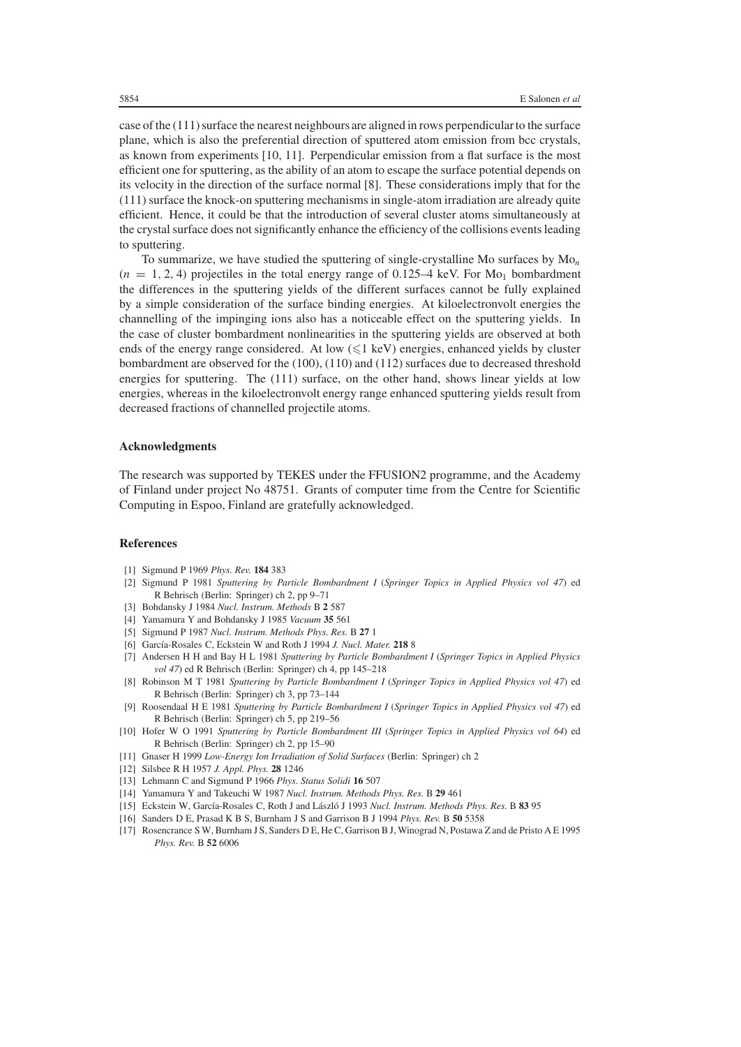case of the (111) surface the nearest neighbours are aligned in rows perpendicular to the surface plane, which is also the preferential direction of sputtered atom emission from bcc crystals, as known from experiments [10, 11]. Perpendicular emission from a flat surface is the most efficient one for sputtering, as the ability of an atom to escape the surface potential depends on its velocity in the direction of the surface normal [8]. These considerations imply that for the (111) surface the knock-on sputtering mechanisms in single-atom irradiation are already quite efficient. Hence, it could be that the introduction of several cluster atoms simultaneously at the crystal surface does not significantly enhance the efficiency of the collisions events leading to sputtering.

To summarize, we have studied the sputtering of single-crystalline Mo surfaces by $Mo_n$ ($n = 1, 2, 4$) projectiles in the total energy range of 0.125–4 keV. For $Mo_1$ bombardment the differences in the sputtering yields of the different surfaces cannot be fully explained by a simple consideration of the surface binding energies. At kiloelectronvolt energies the channelling of the impinging ions also has a noticeable effect on the sputtering yields. In the case of cluster bombardment nonlinearities in the sputtering yields are observed at both ends of the energy range considered. At low ($\leqslant$1 keV) energies, enhanced yields by cluster bombardment are observed for the (100), (110) and (112) surfaces due to decreased threshold energies for sputtering. The (111) surface, on the other hand, shows linear yields at low energies, whereas in the kiloelectronvolt energy range enhanced sputtering yields result from decreased fractions of channelled projectile atoms.

## Acknowledgments

The research was supported by TEKES under the FFUSION2 programme, and the Academy of Finland under project No 48751. Grants of computer time from the Centre for Scientific Computing in Espoo, Finland are gratefully acknowledged.

## References

[1] Sigmund P 1969 *Phys. Rev.* **184** 383

[2] Sigmund P 1981 *Sputtering by Particle Bombardment I* (*Springer Topics in Applied Physics vol 47*) ed R Behrisch (Berlin: Springer) ch 2, pp 9–71

[3] Bohdansky J 1984 *Nucl. Instrum. Methods* B **2** 587

[4] Yamamura Y and Bohdansky J 1985 *Vacuum* **35** 561

[5] Sigmund P 1987 *Nucl. Instrum. Methods Phys. Res.* B **27** 1

[6] García-Rosales C, Eckstein W and Roth J 1994 *J. Nucl. Mater.* **218** 8

[7] Andersen H H and Bay H L 1981 *Sputtering by Particle Bombardment I* (*Springer Topics in Applied Physics vol 47*) ed R Behrisch (Berlin: Springer) ch 4, pp 145–218

[8] Robinson M T 1981 *Sputtering by Particle Bombardment I* (*Springer Topics in Applied Physics vol 47*) ed R Behrisch (Berlin: Springer) ch 3, pp 73–144

[9] Roosendaal H E 1981 *Sputtering by Particle Bombardment I* (*Springer Topics in Applied Physics vol 47*) ed R Behrisch (Berlin: Springer) ch 5, pp 219–56

[10] Hofer W O 1991 *Sputtering by Particle Bombardment III* (*Springer Topics in Applied Physics vol 64*) ed R Behrisch (Berlin: Springer) ch 2, pp 15–90

[11] Gnaser H 1999 *Low-Energy Ion Irradiation of Solid Surfaces* (Berlin: Springer) ch 2

[12] Silsbee R H 1957 *J. Appl. Phys.* **28** 1246

[13] Lehmann C and Sigmund P 1966 *Phys. Status Solidi* **16** 507

[14] Yamamura Y and Takeuchi W 1987 *Nucl. Instrum. Methods Phys. Res.* B **29** 461

[15] Eckstein W, García-Rosales C, Roth J and László J 1993 *Nucl. Instrum. Methods Phys. Res.* B **83** 95

[16] Sanders D E, Prasad K B S, Burnham J S and Garrison B J 1994 *Phys. Rev.* B **50** 5358

[17] Rosencrance S W, Burnham J S, Sanders D E, He C, Garrison B J, Winograd N, Postawa Z and de Pristo A E 1995 *Phys. Rev.* B **52** 6006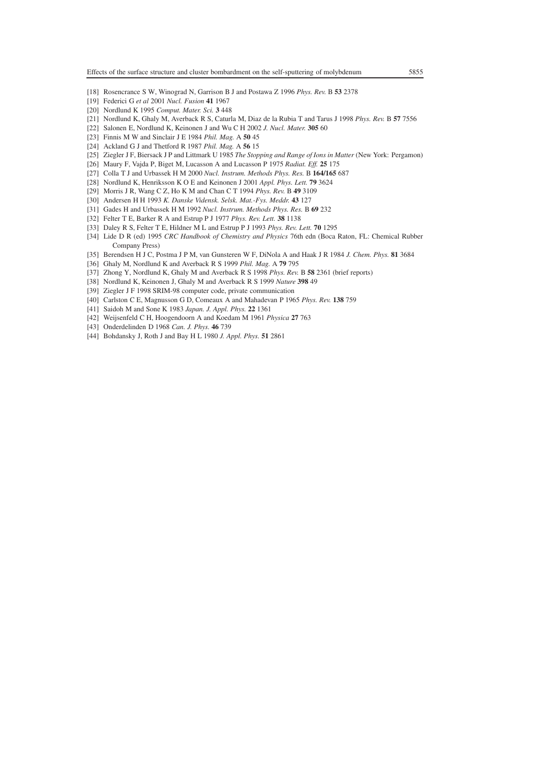[18] Rosencrance S W, Winograd N, Garrison B J and Postawa Z 1996 *Phys. Rev.* B **53** 2378

[19] Federici G *et al* 2001 *Nucl. Fusion* **41** 1967

[20] Nordlund K 1995 *Comput. Mater. Sci.* **3** 448

[21] Nordlund K, Ghaly M, Averback R S, Caturla M, Diaz de la Rubia T and Tarus J 1998 *Phys. Rev.* B **57** 7556

[22] Salonen E, Nordlund K, Keinonen J and Wu C H 2002 *J. Nucl. Mater.* **305** 60

[23] Finnis M W and Sinclair J E 1984 *Phil. Mag.* A **50** 45

[24] Ackland G J and Thetford R 1987 *Phil. Mag.* A **56** 15

[25] Ziegler J F, Biersack J P and Littmark U 1985 *The Stopping and Range of Ions in Matter* (New York: Pergamon)

[26] Maury F, Vajda P, Biget M, Lucasson A and Lucasson P 1975 *Radiat. Eff.* **25** 175

[27] Colla T J and Urbassek H M 2000 *Nucl. Instrum. Methods Phys. Res.* B **164/165** 687

[28] Nordlund K, Henriksson K O E and Keinonen J 2001 *Appl. Phys. Lett.* **79** 3624

[29] Morris J R, Wang C Z, Ho K M and Chan C T 1994 *Phys. Rev.* B **49** 3109

[30] Andersen H H 1993 *K. Danske Vidensk. Selsk. Mat.-Fys. Meddr.* **43** 127

[31] Gades H and Urbassek H M 1992 *Nucl. Instrum. Methods Phys. Res.* B **69** 232

[32] Felter T E, Barker R A and Estrup P J 1977 *Phys. Rev. Lett.* **38** 1138

[33] Daley R S, Felter T E, Hildner M L and Estrup P J 1993 *Phys. Rev. Lett.* **70** 1295

[34] Lide D R (ed) 1995 *CRC Handbook of Chemistry and Physics* 76th edn (Boca Raton, FL: Chemical Rubber Company Press)

[35] Berendsen H J C, Postma J P M, van Gunsteren W F, DiNola A and Haak J R 1984 *J. Chem. Phys.* **81** 3684

[36] Ghaly M, Nordlund K and Averback R S 1999 *Phil. Mag.* A **79** 795

[37] Zhong Y, Nordlund K, Ghaly M and Averback R S 1998 *Phys. Rev.* B **58** 2361 (brief reports)

[38] Nordlund K, Keinonen J, Ghaly M and Averback R S 1999 *Nature* **398** 49

[39] Ziegler J F 1998 SRIM-98 computer code, private communication

[40] Carlston C E, Magnusson G D, Comeaux A and Mahadevan P 1965 *Phys. Rev.* **138** 759

[41] Saidoh M and Sone K 1983 *Japan. J. Appl. Phys.* **22** 1361

[42] Weijsenfeld C H, Hoogendoorn A and Koedam M 1961 *Physica* **27** 763

[43] Onderdelinden D 1968 *Can. J. Phys.* **46** 739

[44] Bohdansky J, Roth J and Bay H L 1980 *J. Appl. Phys.* **51** 2861